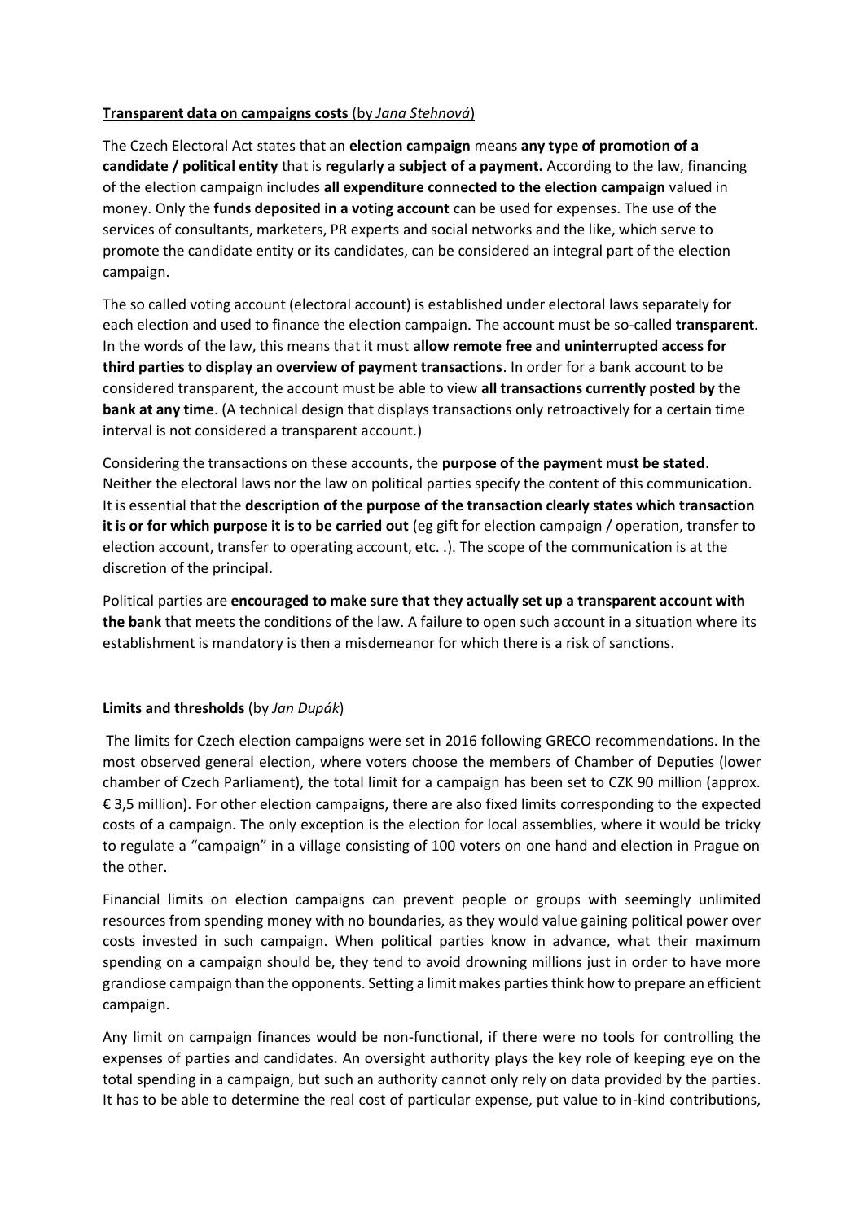**Transparent data on campaigns costs** (by *Jana Stehnová*)

The Czech Electoral Act states that an **election campaign** means **any type of promotion of a candidate / political entity** that is **regularly a subject of a payment.** According to the law, financing of the election campaign includes **all expenditure connected to the election campaign** valued in money. Only the **funds deposited in a voting account** can be used for expenses. The use of the services of consultants, marketers, PR experts and social networks and the like, which serve to promote the candidate entity or its candidates, can be considered an integral part of the election campaign.

The so called voting account (electoral account) is established under electoral laws separately for each election and used to finance the election campaign. The account must be so-called **transparent**. In the words of the law, this means that it must **allow remote free and uninterrupted access for third parties to display an overview of payment transactions**. In order for a bank account to be considered transparent, the account must be able to view **all transactions currently posted by the bank at any time**. (A technical design that displays transactions only retroactively for a certain time interval is not considered a transparent account.)

Considering the transactions on these accounts, the **purpose of the payment must be stated**. Neither the electoral laws nor the law on political parties specify the content of this communication. It is essential that the **description of the purpose of the transaction clearly states which transaction it is or for which purpose it is to be carried out** (eg gift for election campaign / operation, transfer to election account, transfer to operating account, etc. .). The scope of the communication is at the discretion of the principal.

Political parties are **encouraged to make sure that they actually set up a transparent account with the bank** that meets the conditions of the law. A failure to open such account in a situation where its establishment is mandatory is then a misdemeanor for which there is a risk of sanctions.

**Limits and thresholds** (by *Jan Dupák*)

The limits for Czech election campaigns were set in 2016 following GRECO recommendations. In the most observed general election, where voters choose the members of Chamber of Deputies (lower chamber of Czech Parliament), the total limit for a campaign has been set to CZK 90 million (approx. € 3,5 million). For other election campaigns, there are also fixed limits corresponding to the expected costs of a campaign. The only exception is the election for local assemblies, where it would be tricky to regulate a "campaign" in a village consisting of 100 voters on one hand and election in Prague on the other.

Financial limits on election campaigns can prevent people or groups with seemingly unlimited resources from spending money with no boundaries, as they would value gaining political power over costs invested in such campaign. When political parties know in advance, what their maximum spending on a campaign should be, they tend to avoid drowning millions just in order to have more grandiose campaign than the opponents. Setting a limit makes parties think how to prepare an efficient campaign.

Any limit on campaign finances would be non-functional, if there were no tools for controlling the expenses of parties and candidates. An oversight authority plays the key role of keeping eye on the total spending in a campaign, but such an authority cannot only rely on data provided by the parties. It has to be able to determine the real cost of particular expense, put value to in-kind contributions,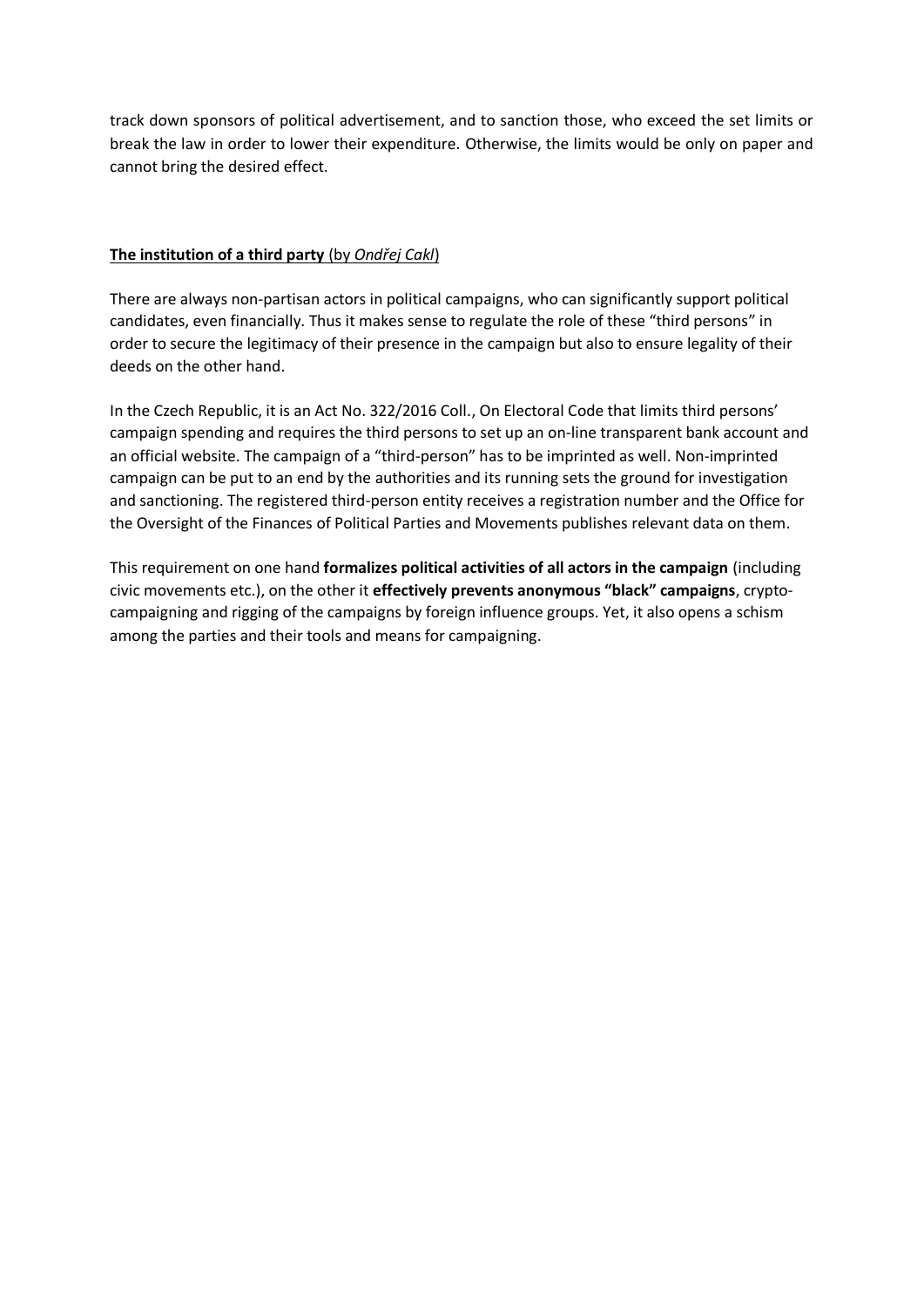track down sponsors of political advertisement, and to sanction those, who exceed the set limits or break the law in order to lower their expenditure. Otherwise, the limits would be only on paper and cannot bring the desired effect.

**The institution of a third party** (by *Ondřej Cakl*)

There are always non-partisan actors in political campaigns, who can significantly support political candidates, even financially. Thus it makes sense to regulate the role of these "third persons" in order to secure the legitimacy of their presence in the campaign but also to ensure legality of their deeds on the other hand.

In the Czech Republic, it is an Act No. 322/2016 Coll., On Electoral Code that limits third persons' campaign spending and requires the third persons to set up an on-line transparent bank account and an official website. The campaign of a "third-person" has to be imprinted as well. Non-imprinted campaign can be put to an end by the authorities and its running sets the ground for investigation and sanctioning. The registered third-person entity receives a registration number and the Office for the Oversight of the Finances of Political Parties and Movements publishes relevant data on them.

This requirement on one hand **formalizes political activities of all actors in the campaign** (including civic movements etc.), on the other it **effectively prevents anonymous "black" campaigns**, crypto-campaigning and rigging of the campaigns by foreign influence groups. Yet, it also opens a schism among the parties and their tools and means for campaigning.